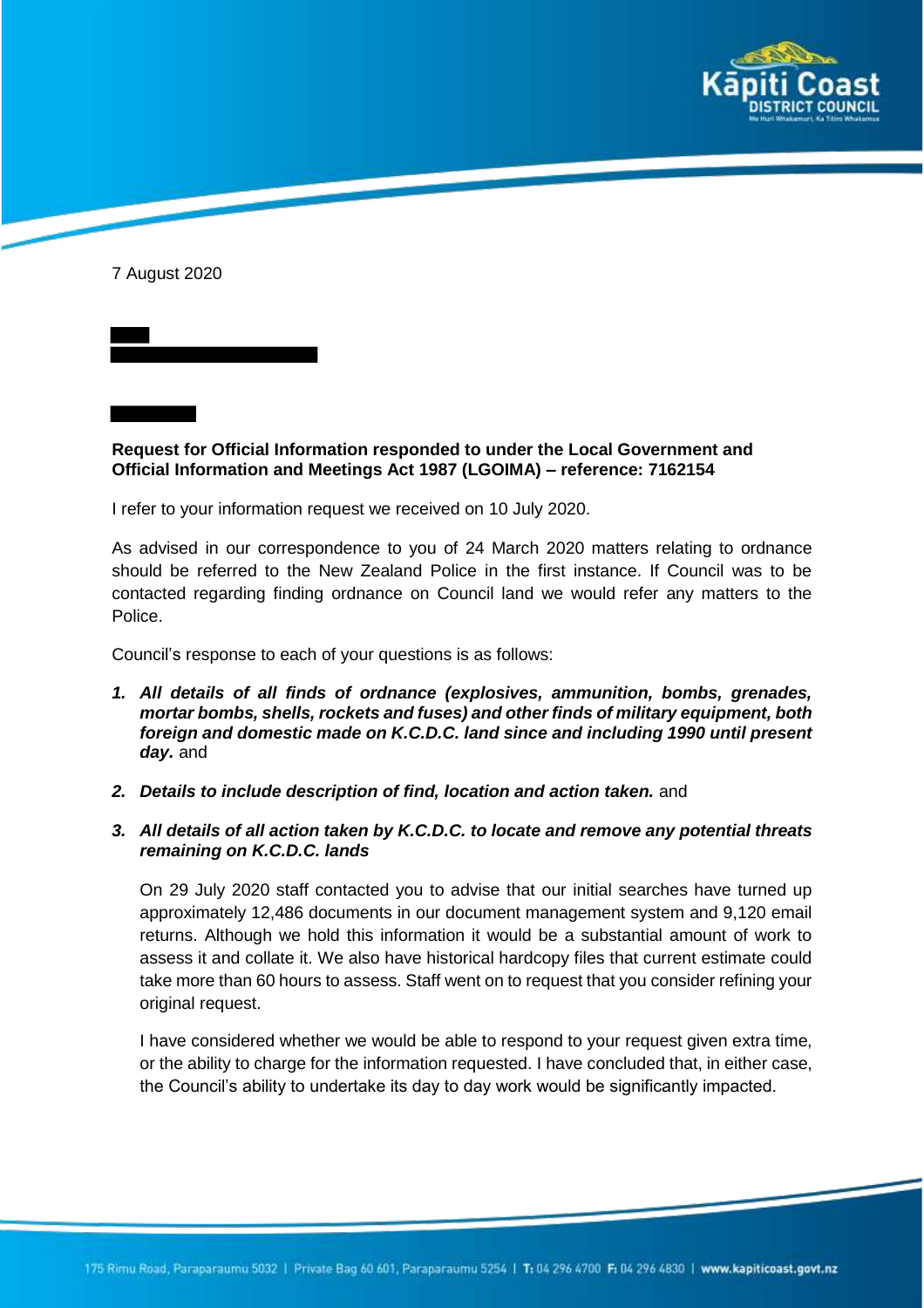7 August 2020

**Request for Official Information responded to under the Local Government and Official Information and Meetings Act 1987 (LGOIMA) – reference: 7162154**

I refer to your information request we received on 10 July 2020.

As advised in our correspondence to you of 24 March 2020 matters relating to ordnance should be referred to the New Zealand Police in the first instance. If Council was to be contacted regarding finding ordnance on Council land we would refer any matters to the Police.

Council's response to each of your questions is as follows:

1. ***All details of all finds of ordnance (explosives, ammunition, bombs, grenades, mortar bombs, shells, rockets and fuses) and other finds of military equipment, both foreign and domestic made on K.C.D.C. land since and including 1990 until present day.*** and

2. ***Details to include description of find, location and action taken.*** and

3. ***All details of all action taken by K.C.D.C. to locate and remove any potential threats remaining on K.C.D.C. lands***

   On 29 July 2020 staff contacted you to advise that our initial searches have turned up approximately 12,486 documents in our document management system and 9,120 email returns. Although we hold this information it would be a substantial amount of work to assess it and collate it. We also have historical hardcopy files that current estimate could take more than 60 hours to assess. Staff went on to request that you consider refining your original request.

   I have considered whether we would be able to respond to your request given extra time, or the ability to charge for the information requested. I have concluded that, in either case, the Council's ability to undertake its day to day work would be significantly impacted.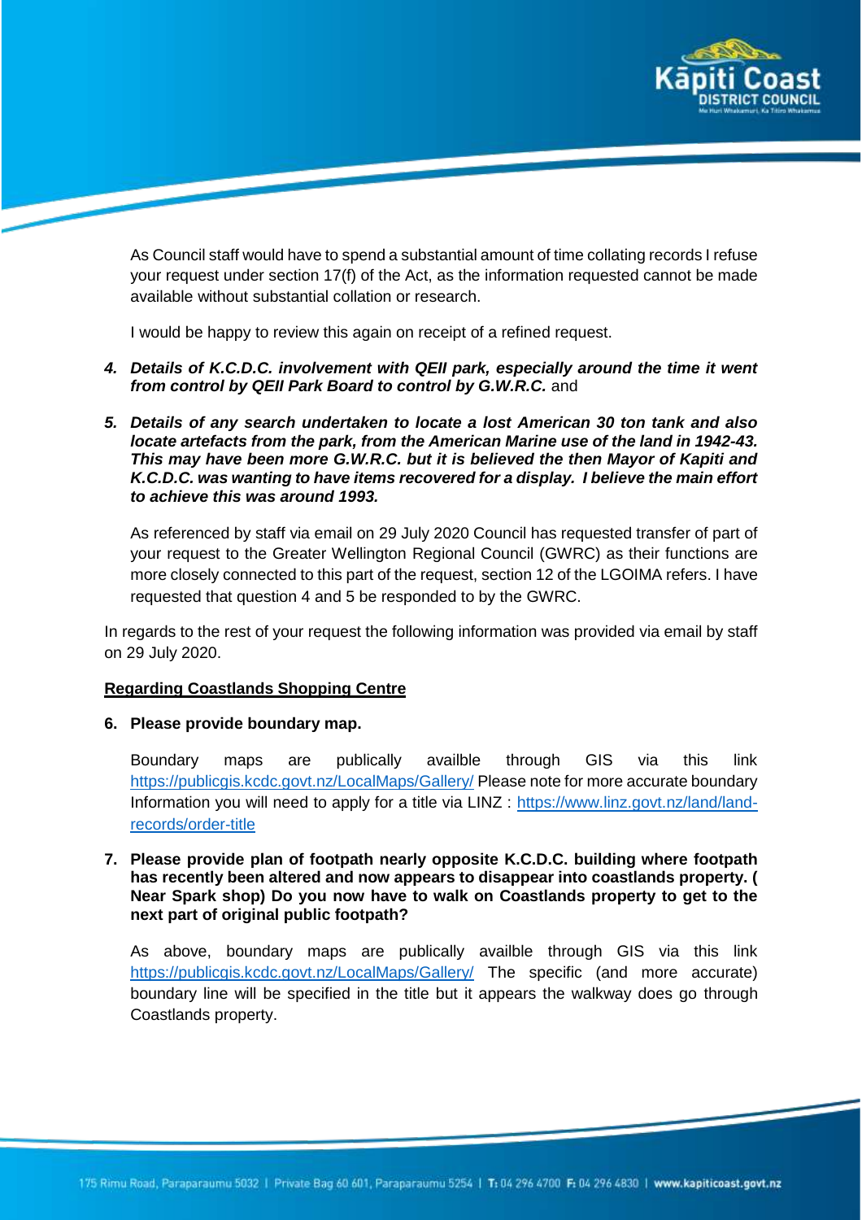As Council staff would have to spend a substantial amount of time collating records I refuse your request under section 17(f) of the Act, as the information requested cannot be made available without substantial collation or research.

I would be happy to review this again on receipt of a refined request.

4. ***Details of K.C.D.C. involvement with QEII park, especially around the time it went from control by QEII Park Board to control by G.W.R.C.*** and

5. ***Details of any search undertaken to locate a lost American 30 ton tank and also locate artefacts from the park, from the American Marine use of the land in 1942-43. This may have been more G.W.R.C. but it is believed the then Mayor of Kapiti and K.C.D.C. was wanting to have items recovered for a display. I believe the main effort to achieve this was around 1993.***

   As referenced by staff via email on 29 July 2020 Council has requested transfer of part of your request to the Greater Wellington Regional Council (GWRC) as their functions are more closely connected to this part of the request, section 12 of the LGOIMA refers. I have requested that question 4 and 5 be responded to by the GWRC.

In regards to the rest of your request the following information was provided via email by staff on 29 July 2020.

**Regarding Coastlands Shopping Centre**

6. **Please provide boundary map.**

   Boundary maps are publically availble through GIS via this link https://publicgis.kcdc.govt.nz/LocalMaps/Gallery/ Please note for more accurate boundary Information you will need to apply for a title via LINZ : https://www.linz.govt.nz/land/land-records/order-title

7. **Please provide plan of footpath nearly opposite K.C.D.C. building where footpath has recently been altered and now appears to disappear into coastlands property. ( Near Spark shop) Do you now have to walk on Coastlands property to get to the next part of original public footpath?**

   As above, boundary maps are publically availble through GIS via this link https://publicgis.kcdc.govt.nz/LocalMaps/Gallery/ The specific (and more accurate) boundary line will be specified in the title but it appears the walkway does go through Coastlands property.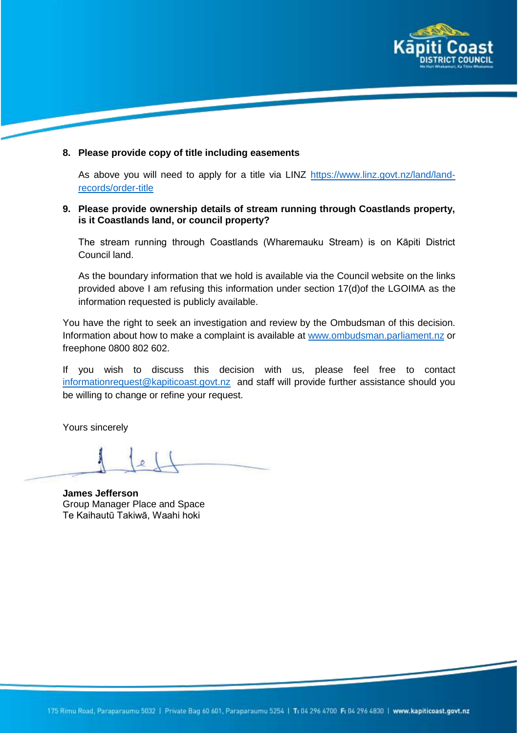8. **Please provide copy of title including easements**

   As above you will need to apply for a title via LINZ [https://www.linz.govt.nz/land/land-records/order-title](https://www.linz.govt.nz/land/land-records/order-title)

9. **Please provide ownership details of stream running through Coastlands property, is it Coastlands land, or council property?**

   The stream running through Coastlands (Wharemauku Stream) is on Kāpiti District Council land.

   As the boundary information that we hold is available via the Council website on the links provided above I am refusing this information under section 17(d)of the LGOIMA as the information requested is publicly available.

You have the right to seek an investigation and review by the Ombudsman of this decision. Information about how to make a complaint is available at [www.ombudsman.parliament.nz](http://www.ombudsman.parliament.nz) or freephone 0800 802 602.

If you wish to discuss this decision with us, please feel free to contact [informationrequest@kapiticoast.govt.nz](mailto:informationrequest@kapiticoast.govt.nz) and staff will provide further assistance should you be willing to change or refine your request.

Yours sincerely

**James Jefferson**
Group Manager Place and Space
Te Kaihautū Takiwā, Waahi hoki